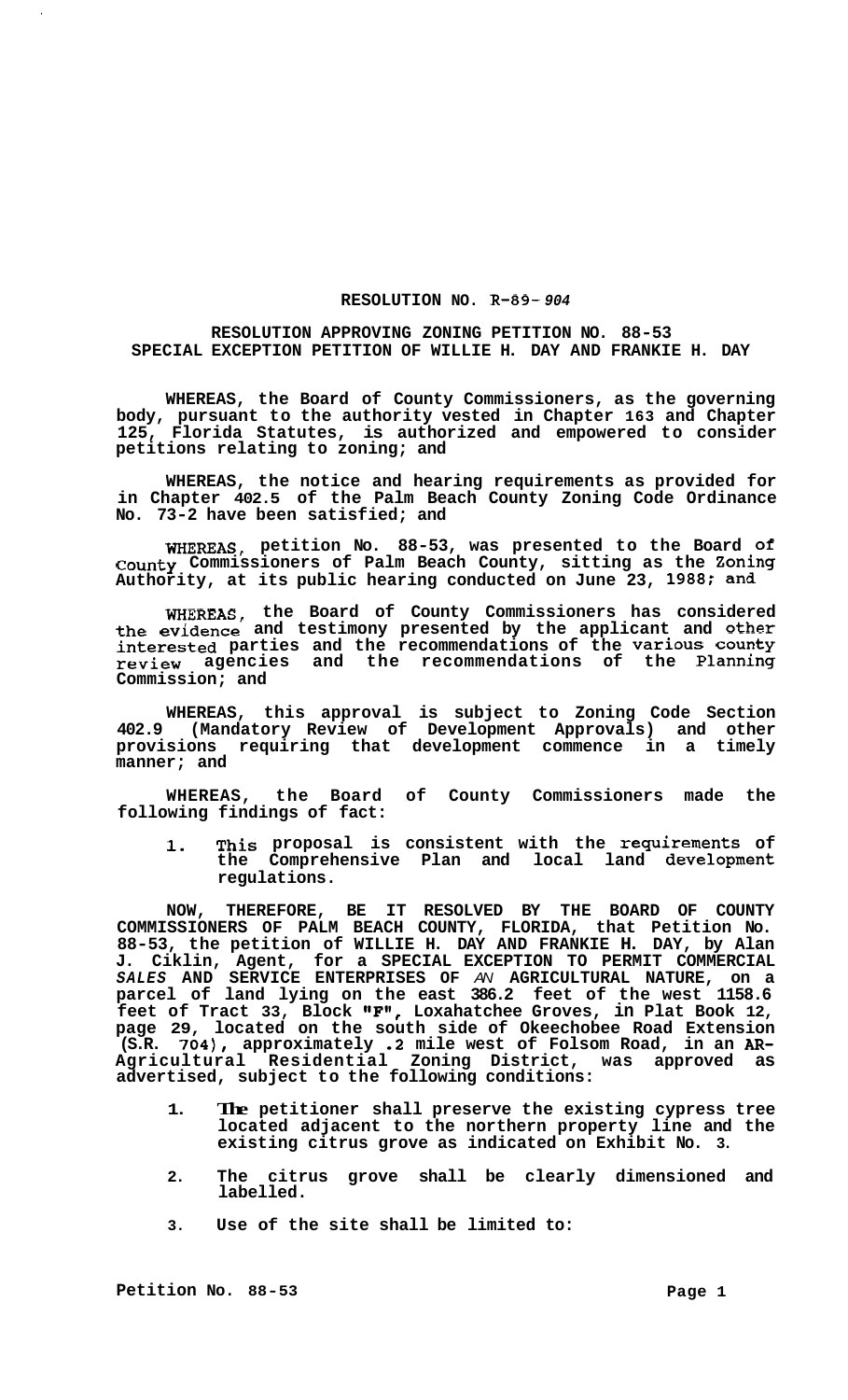**RESOLUTION NO. R-89-904**

**RESOLUTION APPROVING ZONING PETITION NO. 88-53**
**SPECIAL EXCEPTION PETITION OF WILLIE H. DAY AND FRANKIE H. DAY**

**WHEREAS, the Board of County Commissioners, as the governing body, pursuant to the authority vested in Chapter 163 and Chapter 125, Florida Statutes, is authorized and empowered to consider petitions relating to zoning; and**

**WHEREAS, the notice and hearing requirements as provided for in Chapter 402.5 of the Palm Beach County Zoning Code Ordinance No. 73-2 have been satisfied; and**

**WHEREAS, petition No. 88-53, was presented to the Board of County Commissioners of Palm Beach County, sitting as the Zoning Authority, at its public hearing conducted on June 23, 1988; and**

**WHEREAS, the Board of County Commissioners has considered the evidence and testimony presented by the applicant and other interested parties and the recommendations of the various county review agencies and the recommendations of the Planning Commission; and**

**WHEREAS, this approval is subject to Zoning Code Section 402.9 (Mandatory Review of Development Approvals) and other provisions requiring that development commence in a timely manner; and**

**WHEREAS, the Board of County Commissioners made the following findings of fact:**

1. **This proposal is consistent with the requirements of the Comprehensive Plan and local land development regulations.**

**NOW, THEREFORE, BE IT RESOLVED BY THE BOARD OF COUNTY COMMISSIONERS OF PALM BEACH COUNTY, FLORIDA, that Petition No. 88-53, the petition of WILLIE H. DAY AND FRANKIE H. DAY, by Alan J. Ciklin, Agent, for a SPECIAL EXCEPTION TO PERMIT COMMERCIAL SALES AND SERVICE ENTERPRISES OF AN AGRICULTURAL NATURE, on a parcel of land lying on the east 386.2 feet of the west 1158.6 feet of Tract 33, Block "F", Loxahatchee Groves, in Plat Book 12, page 29, located on the south side of Okeechobee Road Extension (S.R. 704), approximately .2 mile west of Folsom Road, in an AR-Agricultural Residential Zoning District, was approved as advertised, subject to the following conditions:**

1. **The petitioner shall preserve the existing cypress tree located adjacent to the northern property line and the existing citrus grove as indicated on Exhibit No. 3.**
2. **The citrus grove shall be clearly dimensioned and labelled.**
3. **Use of the site shall be limited to:**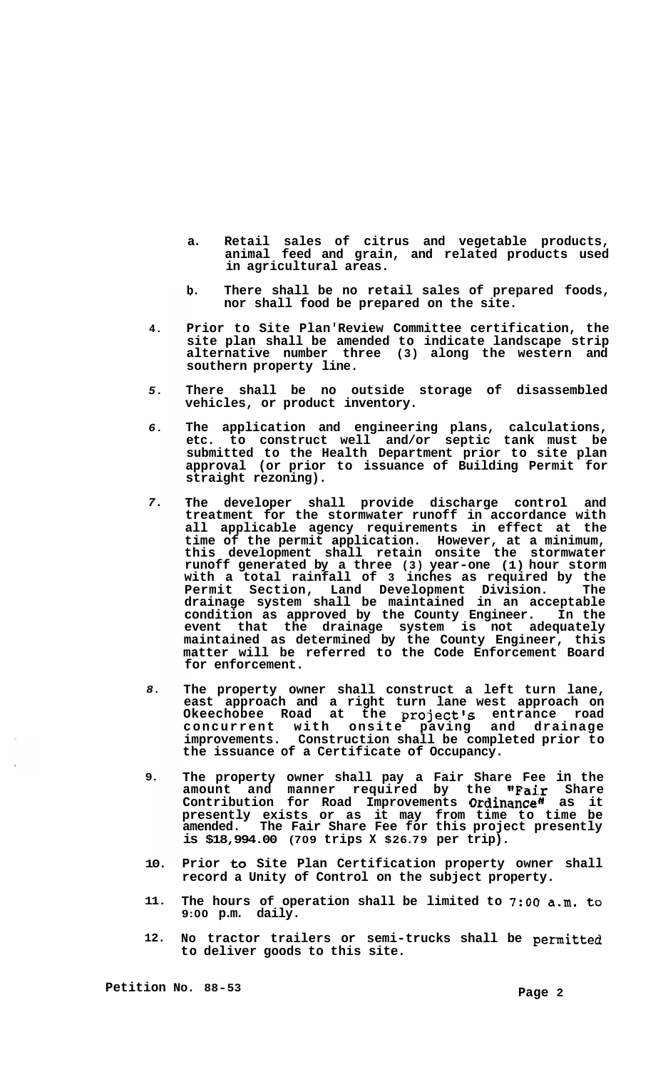a. Retail sales of citrus and vegetable products, animal feed and grain, and related products used in agricultural areas.

b. There shall be no retail sales of prepared foods, nor shall food be prepared on the site.

4. Prior to Site Plan Review Committee certification, the site plan shall be amended to indicate landscape strip alternative number three (3) along the western and southern property line.

5. There shall be no outside storage of disassembled vehicles, or product inventory.

6. The application and engineering plans, calculations, etc. to construct well and/or septic tank must be submitted to the Health Department prior to site plan approval (or prior to issuance of Building Permit for straight rezoning).

7. The developer shall provide discharge control and treatment for the stormwater runoff in accordance with all applicable agency requirements in effect at the time of the permit application. However, at a minimum, this development shall retain onsite the stormwater runoff generated by a three (3) year-one (1) hour storm with a total rainfall of 3 inches as required by the Permit Section, Land Development Division. The drainage system shall be maintained in an acceptable condition as approved by the County Engineer. In the event that the drainage system is not adequately maintained as determined by the County Engineer, this matter will be referred to the Code Enforcement Board for enforcement.

8. The property owner shall construct a left turn lane, east approach and a right turn lane west approach on Okeechobee Road at the project's entrance road concurrent with onsite paving and drainage improvements. Construction shall be completed prior to the issuance of a Certificate of Occupancy.

9. The property owner shall pay a Fair Share Fee in the amount and manner required by the "Fair Share Contribution for Road Improvements Ordinance" as it presently exists or as it may from time to time be amended. The Fair Share Fee for this project presently is $18,994.00 (709 trips X $26.79 per trip).

10. Prior to Site Plan Certification property owner shall record a Unity of Control on the subject property.

11. The hours of operation shall be limited to 7:00 a.m. to 9:00 p.m. daily.

12. No tractor trailers or semi-trucks shall be permitted to deliver goods to this site.

Petition No. 88-53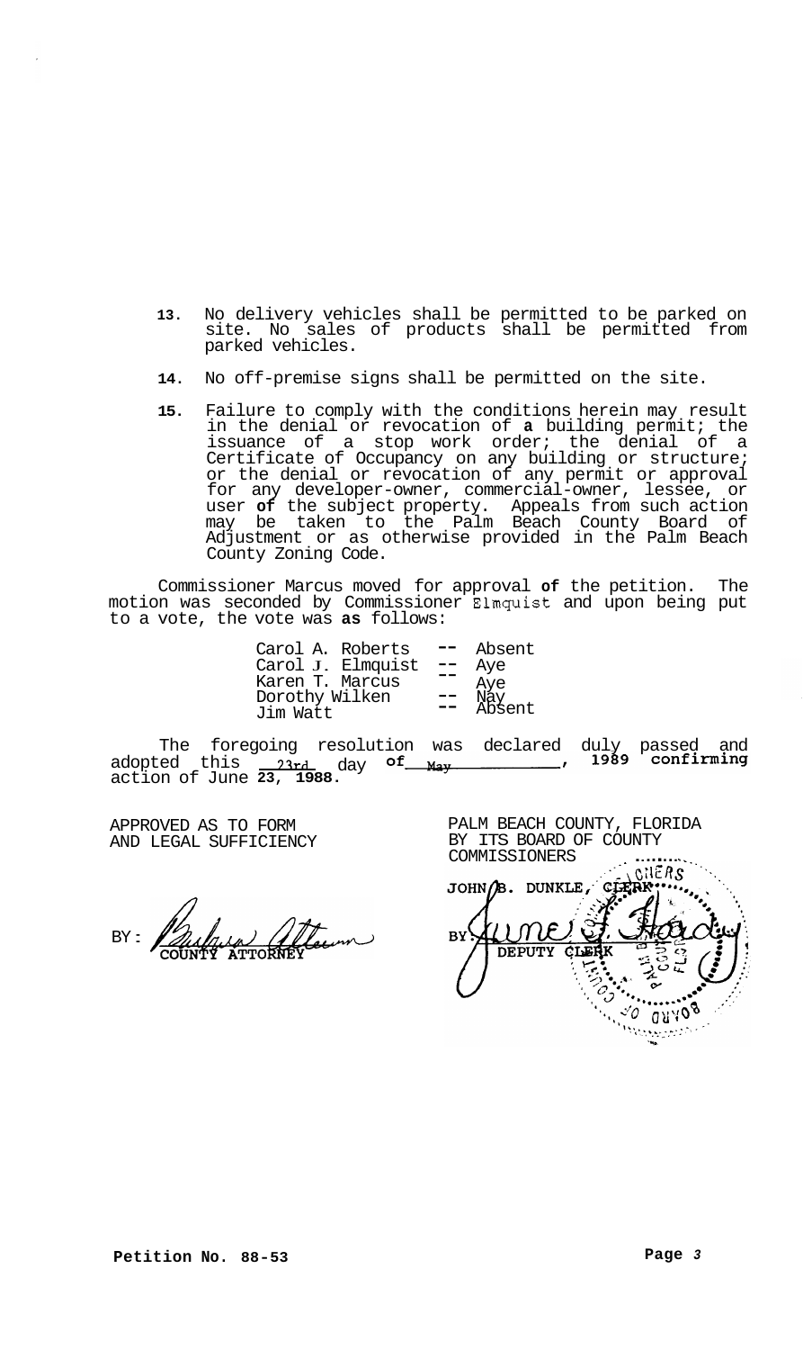13. No delivery vehicles shall be permitted to be parked on site. No sales of products shall be permitted from parked vehicles.

14. No off-premise signs shall be permitted on the site.

15. Failure to comply with the conditions herein may result in the denial or revocation of a building permit; the issuance of a stop work order; the denial of a Certificate of Occupancy on any building or structure; or the denial or revocation of any permit or approval for any developer-owner, commercial-owner, lessee, or user of the subject property. Appeals from such action may be taken to the Palm Beach County Board of Adjustment or as otherwise provided in the Palm Beach County Zoning Code.

Commissioner Marcus moved for approval of the petition. The motion was seconded by Commissioner Elmquist and upon being put to a vote, the vote was as follows:

| | | |
|---|---|---|
| Carol A. Roberts | -- | Absent |
| Carol J. Elmquist | -- | Aye |
| Karen T. Marcus | -- | Aye |
| Dorothy Wilken | -- | Nay |
| Jim Watt | -- | Absent |

The foregoing resolution was declared duly passed and adopted this 23rd day of May, 1989 confirming action of June 23, 1988.

APPROVED AS TO FORM
AND LEGAL SUFFICIENCY

BY: COUNTY ATTORNEY

PALM BEACH COUNTY, FLORIDA
BY ITS BOARD OF COUNTY
COMMISSIONERS

JOHN B. DUNKLE, CLERK

BY: DEPUTY CLERK

Petition No. 88-53